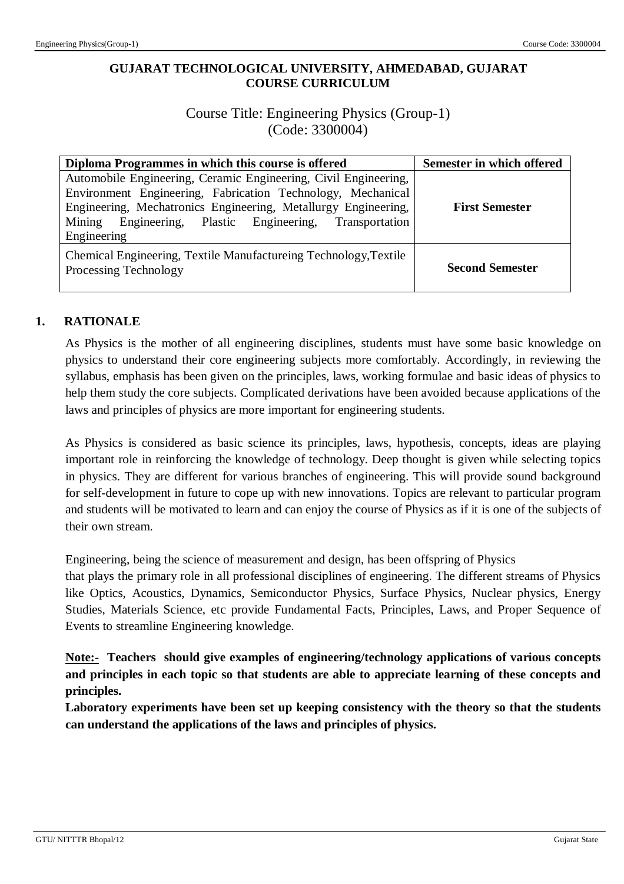**GUJARAT TECHNOLOGICAL UNIVERSITY, AHMEDABAD, GUJARAT**
**COURSE CURRICULUM**

# Course Title: Engineering Physics (Group-1)
# (Code: 3300004)

| Diploma Programmes in which this course is offered | Semester in which offered |
| --- | --- |
| Automobile Engineering, Ceramic Engineering, Civil Engineering, Environment Engineering, Fabrication Technology, Mechanical Engineering, Mechatronics Engineering, Metallurgy Engineering, Mining Engineering, Plastic Engineering, Transportation Engineering | **First Semester** |
| Chemical Engineering, Textile Manufactureing Technology,Textile Processing Technology | **Second Semester** |

## 1. RATIONALE

As Physics is the mother of all engineering disciplines, students must have some basic knowledge on physics to understand their core engineering subjects more comfortably. Accordingly, in reviewing the syllabus, emphasis has been given on the principles, laws, working formulae and basic ideas of physics to help them study the core subjects. Complicated derivations have been avoided because applications of the laws and principles of physics are more important for engineering students.

As Physics is considered as basic science its principles, laws, hypothesis, concepts, ideas are playing important role in reinforcing the knowledge of technology. Deep thought is given while selecting topics in physics. They are different for various branches of engineering. This will provide sound background for self-development in future to cope up with new innovations. Topics are relevant to particular program and students will be motivated to learn and can enjoy the course of Physics as if it is one of the subjects of their own stream.

Engineering, being the science of measurement and design, has been offspring of Physics that plays the primary role in all professional disciplines of engineering. The different streams of Physics like Optics, Acoustics, Dynamics, Semiconductor Physics, Surface Physics, Nuclear physics, Energy Studies, Materials Science, etc provide Fundamental Facts, Principles, Laws, and Proper Sequence of Events to streamline Engineering knowledge.

**Note:- Teachers should give examples of engineering/technology applications of various concepts and principles in each topic so that students are able to appreciate learning of these concepts and principles.**

**Laboratory experiments have been set up keeping consistency with the theory so that the students can understand the applications of the laws and principles of physics.**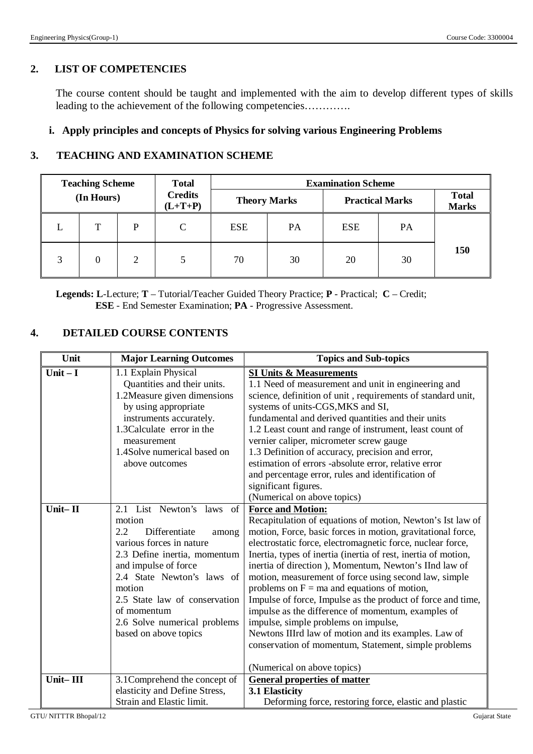## 2. LIST OF COMPETENCIES

The course content should be taught and implemented with the aim to develop different types of skills leading to the achievement of the following competencies………….

i. **Apply principles and concepts of Physics for solving various Engineering Problems**

## 3. TEACHING AND EXAMINATION SCHEME

| Teaching Scheme (In Hours) | | | Total Credits (L+T+P) | Examination Scheme | | | | |
|---|---|---|---|---|---|---|---|---|
| | | | | Theory Marks | | Practical Marks | | Total Marks |
| L | T | P | C | ESE | PA | ESE | PA | |
| 3 | 0 | 2 | 5 | 70 | 30 | 20 | 30 | 150 |

**Legends: L**-Lecture; **T** – Tutorial/Teacher Guided Theory Practice; **P** - Practical; **C** – Credit; **ESE** - End Semester Examination; **PA** - Progressive Assessment.

## 4. DETAILED COURSE CONTENTS

| Unit | Major Learning Outcomes | Topics and Sub-topics |
|---|---|---|
| **Unit – I** | 1.1 Explain Physical Quantities and their units.<br>1.2Measure given dimensions by using appropriate instruments accurately.<br>1.3Calculate error in the measurement<br>1.4Solve numerical based on above outcomes | **SI Units & Measurements**<br>1.1 Need of measurement and unit in engineering and science, definition of unit , requirements of standard unit, systems of units-CGS,MKS and SI, fundamental and derived quantities and their units<br>1.2 Least count and range of instrument, least count of vernier caliper, micrometer screw gauge<br>1.3 Definition of accuracy, precision and error, estimation of errors -absolute error, relative error and percentage error, rules and identification of significant figures.<br>(Numerical on above topics) |
| **Unit– II** | 2.1 List Newton's laws of motion<br>2.2 Differentiate among various forces in nature<br>2.3 Define inertia, momentum and impulse of force<br>2.4 State Newton's laws of motion<br>2.5 State law of conservation of momentum<br>2.6 Solve numerical problems based on above topics | **Force and Motion:**<br>Recapitulation of equations of motion, Newton's Ist law of motion, Force, basic forces in motion, gravitational force, electrostatic force, electromagnetic force, nuclear force, Inertia, types of inertia (inertia of rest, inertia of motion, inertia of direction ), Momentum, Newton's IInd law of motion, measurement of force using second law, simple problems on $F = ma$ and equations of motion,<br>Impulse of force, Impulse as the product of force and time, impulse as the difference of momentum, examples of impulse, simple problems on impulse,<br>Newtons IIIrd law of motion and its examples. Law of conservation of momentum, Statement, simple problems<br><br>(Numerical on above topics) |
| **Unit– III** | 3.1Comprehend the concept of elasticity and Define Stress, Strain and Elastic limit. | **General properties of matter**<br>**3.1 Elasticity**<br>Deforming force, restoring force, elastic and plastic |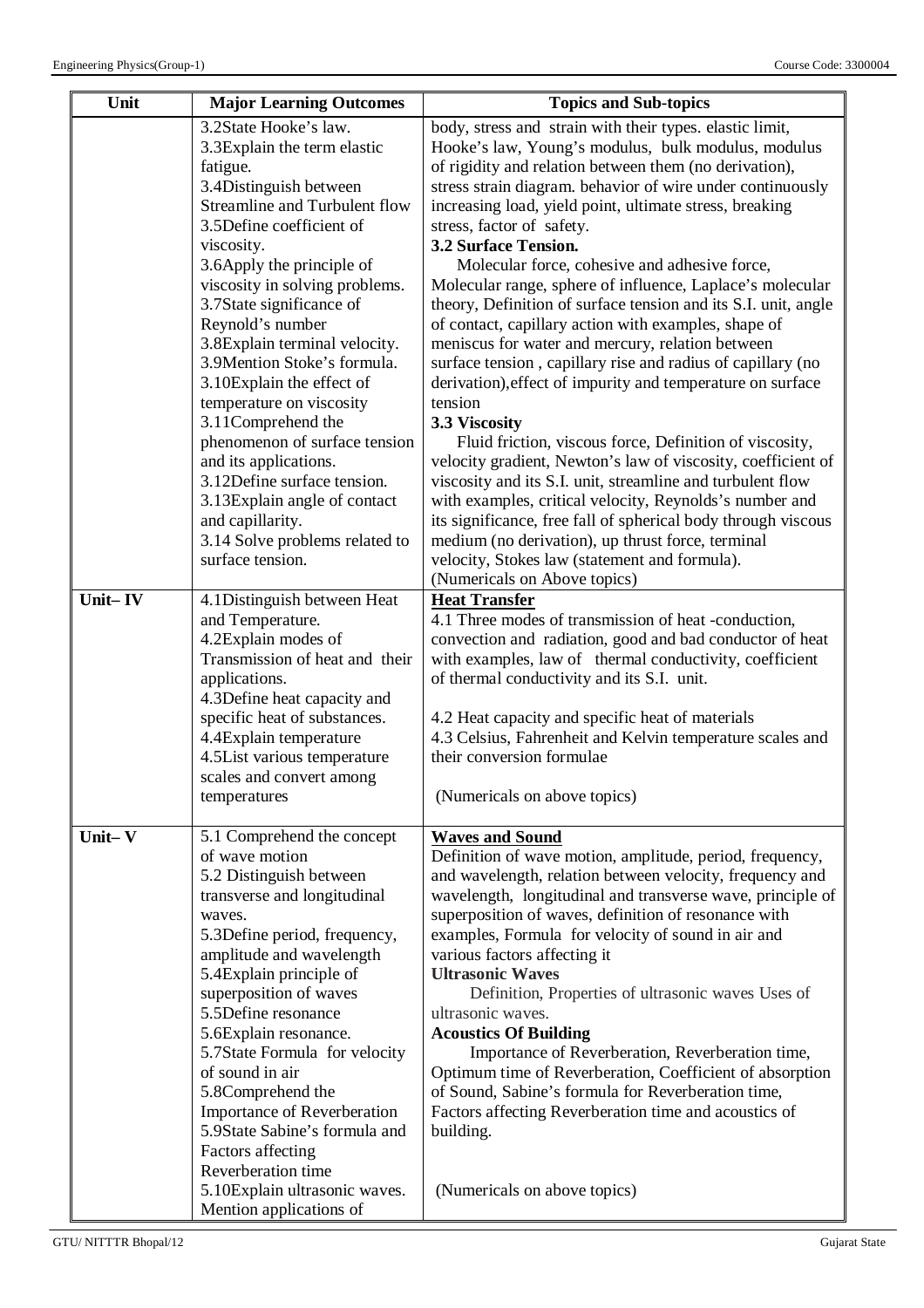| Unit | Major Learning Outcomes | Topics and Sub-topics |
|---|---|---|
| | 3.2State Hooke's law.<br>3.3Explain the term elastic fatigue.<br>3.4Distinguish between Streamline and Turbulent flow<br>3.5Define coefficient of viscosity.<br>3.6Apply the principle of viscosity in solving problems.<br>3.7State significance of Reynold's number<br>3.8Explain terminal velocity.<br>3.9Mention Stoke's formula.<br>3.10Explain the effect of temperature on viscosity<br>3.11Comprehend the phenomenon of surface tension and its applications.<br>3.12Define surface tension.<br>3.13Explain angle of contact and capillarity.<br>3.14 Solve problems related to surface tension. | body, stress and strain with their types. elastic limit, Hooke's law, Young's modulus, bulk modulus, modulus of rigidity and relation between them (no derivation), stress strain diagram. behavior of wire under continuously increasing load, yield point, ultimate stress, breaking stress, factor of safety.<br>**3.2 Surface Tension.**<br>Molecular force, cohesive and adhesive force, Molecular range, sphere of influence, Laplace's molecular theory, Definition of surface tension and its S.I. unit, angle of contact, capillary action with examples, shape of meniscus for water and mercury, relation between surface tension , capillary rise and radius of capillary (no derivation),effect of impurity and temperature on surface tension<br>**3.3 Viscosity**<br>Fluid friction, viscous force, Definition of viscosity, velocity gradient, Newton's law of viscosity, coefficient of viscosity and its S.I. unit, streamline and turbulent flow with examples, critical velocity, Reynolds's number and its significance, free fall of spherical body through viscous medium (no derivation), up thrust force, terminal velocity, Stokes law (statement and formula).<br>(Numericals on Above topics) |
| **Unit– IV** | 4.1Distinguish between Heat and Temperature.<br>4.2Explain modes of Transmission of heat and their applications.<br>4.3Define heat capacity and specific heat of substances.<br>4.4Explain temperature<br>4.5List various temperature scales and convert among temperatures | **Heat Transfer**<br>4.1 Three modes of transmission of heat -conduction, convection and radiation, good and bad conductor of heat with examples, law of thermal conductivity, coefficient of thermal conductivity and its S.I. unit.<br><br>4.2 Heat capacity and specific heat of materials<br>4.3 Celsius, Fahrenheit and Kelvin temperature scales and their conversion formulae<br><br>(Numericals on above topics) |
| **Unit– V** | 5.1 Comprehend the concept of wave motion<br>5.2 Distinguish between transverse and longitudinal waves.<br>5.3Define period, frequency, amplitude and wavelength<br>5.4Explain principle of superposition of waves<br>5.5Define resonance<br>5.6Explain resonance.<br>5.7State Formula for velocity of sound in air<br>5.8Comprehend the Importance of Reverberation<br>5.9State Sabine's formula and Factors affecting Reverberation time<br>5.10Explain ultrasonic waves. Mention applications of | **Waves and Sound**<br>Definition of wave motion, amplitude, period, frequency, and wavelength, relation between velocity, frequency and wavelength, longitudinal and transverse wave, principle of superposition of waves, definition of resonance with examples, Formula for velocity of sound in air and various factors affecting it<br>**Ultrasonic Waves**<br>Definition, Properties of ultrasonic waves Uses of ultrasonic waves.<br>**Acoustics Of Building**<br>Importance of Reverberation, Reverberation time, Optimum time of Reverberation, Coefficient of absorption of Sound, Sabine's formula for Reverberation time, Factors affecting Reverberation time and acoustics of building.<br><br>(Numericals on above topics) |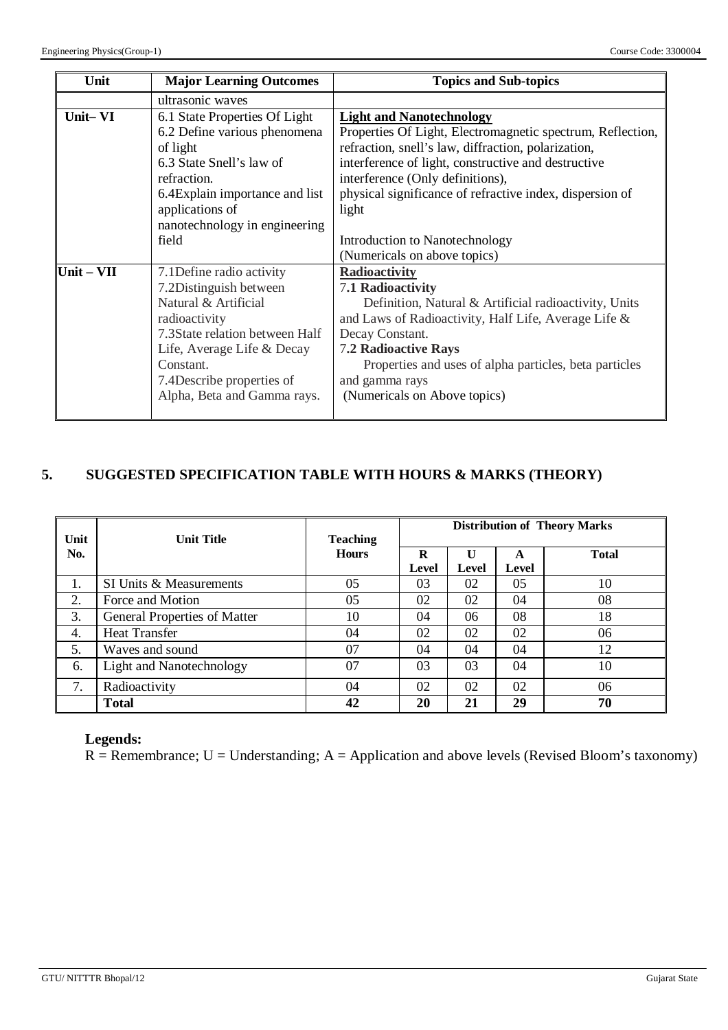| Unit | Major Learning Outcomes | Topics and Sub-topics |
|---|---|---|
| | ultrasonic waves | |
| **Unit– VI** | 6.1 State Properties Of Light<br>6.2 Define various phenomena of light<br>6.3 State Snell's law of refraction.<br>6.4Explain importance and list applications of nanotechnology in engineering field | **Light and Nanotechnology**<br>Properties Of Light, Electromagnetic spectrum, Reflection, refraction, snell's law, diffraction, polarization, interference of light, constructive and destructive interference (Only definitions),<br>physical significance of refractive index, dispersion of light<br><br>Introduction to Nanotechnology<br>(Numericals on above topics) |
| **Unit – VII** | 7.1Define radio activity<br>7.2Distinguish between Natural & Artificial radioactivity<br>7.3State relation between Half Life, Average Life & Decay Constant.<br>7.4Describe properties of Alpha, Beta and Gamma rays. | **Radioactivity**<br>**7.1 Radioactivity**<br>Definition, Natural & Artificial radioactivity, Units and Laws of Radioactivity, Half Life, Average Life & Decay Constant.<br>**7.2 Radioactive Rays**<br>Properties and uses of alpha particles, beta particles and gamma rays<br>(Numericals on Above topics) |

## 5. SUGGESTED SPECIFICATION TABLE WITH HOURS & MARKS (THEORY)

| Unit No. | Unit Title | Teaching Hours | Distribution of Theory Marks | | | |
|---|---|---|---|---|---|---|
| | | | R Level | U Level | A Level | Total |
| 1. | SI Units & Measurements | 05 | 03 | 02 | 05 | 10 |
| 2. | Force and Motion | 05 | 02 | 02 | 04 | 08 |
| 3. | General Properties of Matter | 10 | 04 | 06 | 08 | 18 |
| 4. | Heat Transfer | 04 | 02 | 02 | 02 | 06 |
| 5. | Waves and sound | 07 | 04 | 04 | 04 | 12 |
| 6. | Light and Nanotechnology | 07 | 03 | 03 | 04 | 10 |
| 7. | Radioactivity | 04 | 02 | 02 | 02 | 06 |
| | **Total** | **42** | **20** | **21** | **29** | **70** |

**Legends:**

R = Remembrance; U = Understanding; A = Application and above levels (Revised Bloom's taxonomy)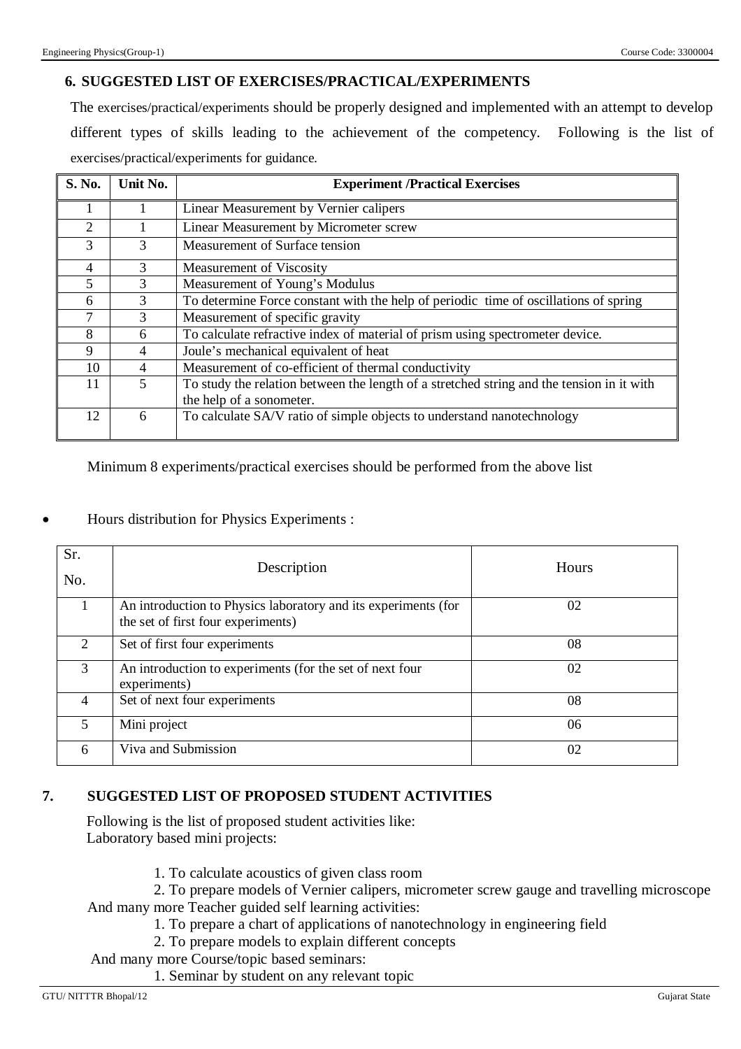## 6. SUGGESTED LIST OF EXERCISES/PRACTICAL/EXPERIMENTS

The exercises/practical/experiments should be properly designed and implemented with an attempt to develop different types of skills leading to the achievement of the competency. Following is the list of exercises/practical/experiments for guidance.

| S. No. | Unit No. | Experiment /Practical Exercises |
|---|---|---|
| 1 | 1 | Linear Measurement by Vernier calipers |
| 2 | 1 | Linear Measurement by Micrometer screw |
| 3 | 3 | Measurement of Surface tension |
| 4 | 3 | Measurement of Viscosity |
| 5 | 3 | Measurement of Young's Modulus |
| 6 | 3 | To determine Force constant with the help of periodic time of oscillations of spring |
| 7 | 3 | Measurement of specific gravity |
| 8 | 6 | To calculate refractive index of material of prism using spectrometer device. |
| 9 | 4 | Joule's mechanical equivalent of heat |
| 10 | 4 | Measurement of co-efficient of thermal conductivity |
| 11 | 5 | To study the relation between the length of a stretched string and the tension in it with the help of a sonometer. |
| 12 | 6 | To calculate SA/V ratio of simple objects to understand nanotechnology |

Minimum 8 experiments/practical exercises should be performed from the above list

- Hours distribution for Physics Experiments :

| Sr. No. | Description | Hours |
|---|---|---|
| 1 | An introduction to Physics laboratory and its experiments (for the set of first four experiments) | 02 |
| 2 | Set of first four experiments | 08 |
| 3 | An introduction to experiments (for the set of next four experiments) | 02 |
| 4 | Set of next four experiments | 08 |
| 5 | Mini project | 06 |
| 6 | Viva and Submission | 02 |

## 7. SUGGESTED LIST OF PROPOSED STUDENT ACTIVITIES

Following is the list of proposed student activities like:
Laboratory based mini projects:

1. To calculate acoustics of given class room
2. To prepare models of Vernier calipers, micrometer screw gauge and travelling microscope

And many more Teacher guided self learning activities:

1. To prepare a chart of applications of nanotechnology in engineering field
2. To prepare models to explain different concepts

And many more Course/topic based seminars:

1. Seminar by student on any relevant topic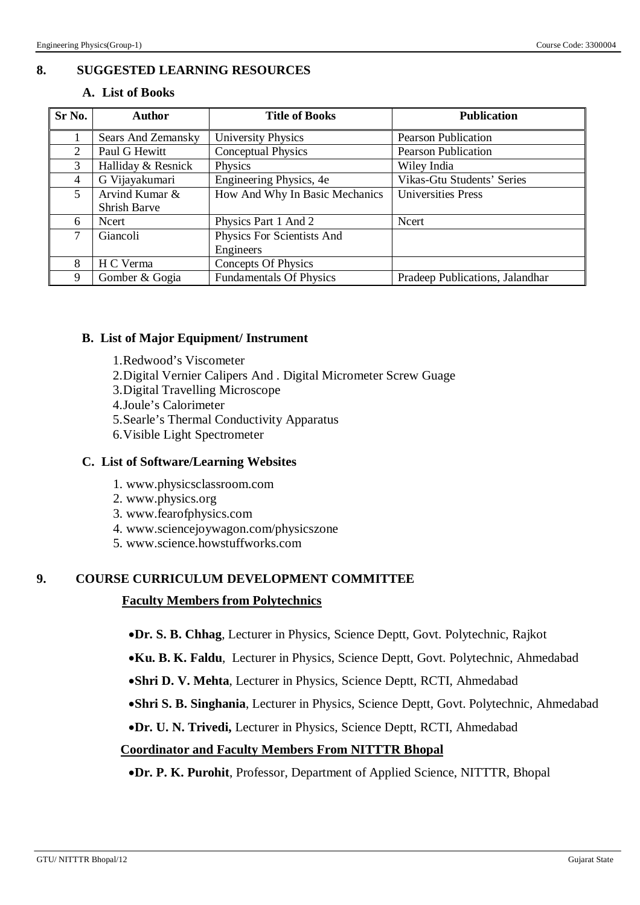## 8. SUGGESTED LEARNING RESOURCES

### A. List of Books

| Sr No. | Author | Title of Books | Publication |
|---|---|---|---|
| 1 | Sears And Zemansky | University Physics | Pearson Publication |
| 2 | Paul G Hewitt | Conceptual Physics | Pearson Publication |
| 3 | Halliday & Resnick | Physics | Wiley India |
| 4 | G Vijayakumari | Engineering Physics, 4e | Vikas-Gtu Students' Series |
| 5 | Arvind Kumar & Shrish Barve | How And Why In Basic Mechanics | Universities Press |
| 6 | Ncert | Physics Part 1 And 2 | Ncert |
| 7 | Giancoli | Physics For Scientists And Engineers | |
| 8 | H C Verma | Concepts Of Physics | |
| 9 | Gomber & Gogia | Fundamentals Of Physics | Pradeep Publications, Jalandhar |

### B. List of Major Equipment/ Instrument

1. Redwood's Viscometer
2. Digital Vernier Calipers And . Digital Micrometer Screw Guage
3. Digital Travelling Microscope
4. Joule's Calorimeter
5. Searle's Thermal Conductivity Apparatus
6. Visible Light Spectrometer

### C. List of Software/Learning Websites

1. www.physicsclassroom.com
2. www.physics.org
3. www.fearofphysics.com
4. www.sciencejoywagon.com/physicszone
5. www.science.howstuffworks.com

## 9. COURSE CURRICULUM DEVELOPMENT COMMITTEE

**Faculty Members from Polytechnics**

- **Dr. S. B. Chhag**, Lecturer in Physics, Science Deptt, Govt. Polytechnic, Rajkot
- **Ku. B. K. Faldu**, Lecturer in Physics, Science Deptt, Govt. Polytechnic, Ahmedabad
- **Shri D. V. Mehta**, Lecturer in Physics, Science Deptt, RCTI, Ahmedabad
- **Shri S. B. Singhania**, Lecturer in Physics, Science Deptt, Govt. Polytechnic, Ahmedabad
- **Dr. U. N. Trivedi,** Lecturer in Physics, Science Deptt, RCTI, Ahmedabad

**Coordinator and Faculty Members From NITTTR Bhopal**

- **Dr. P. K. Purohit**, Professor, Department of Applied Science, NITTTR, Bhopal